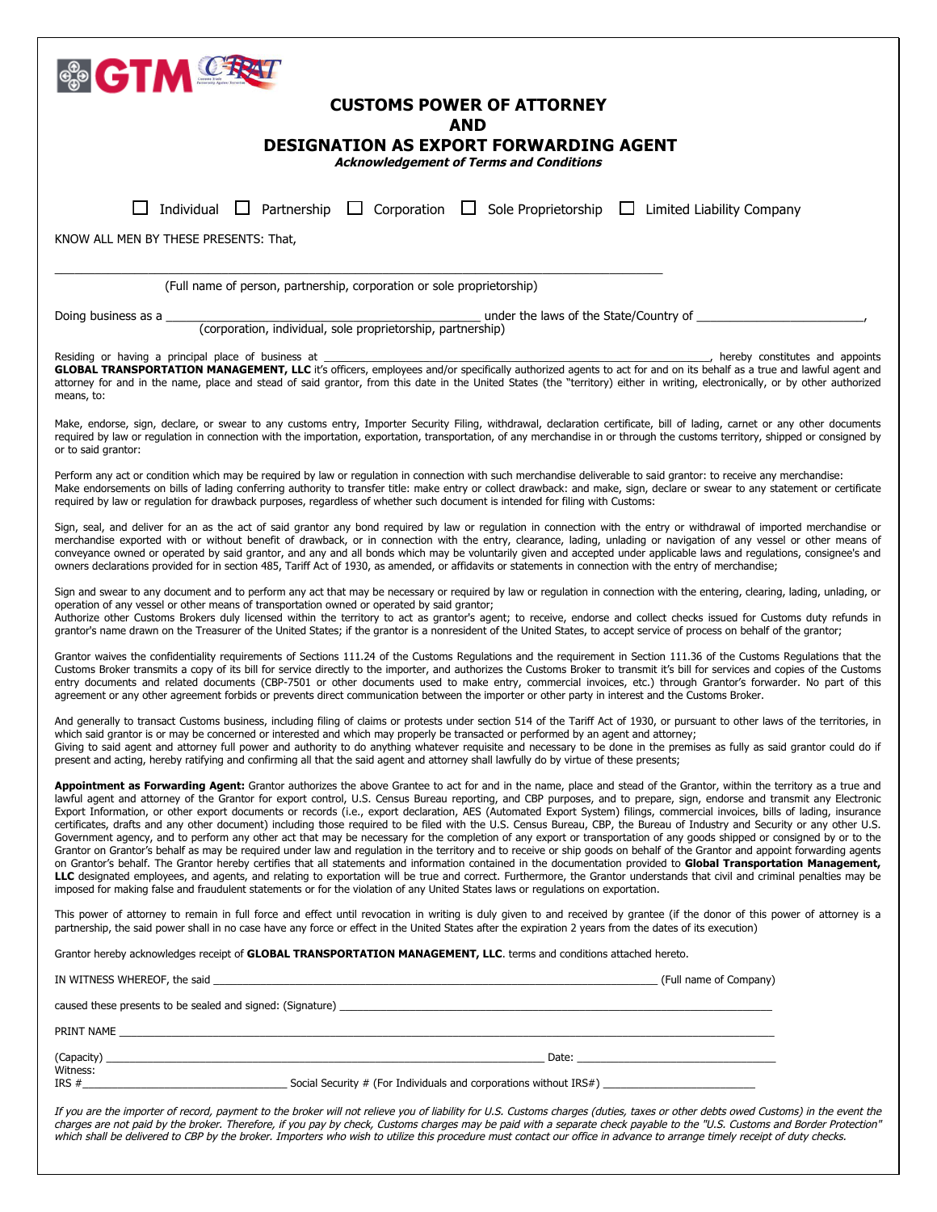# CUSTOMS POWER OF ATTORNEY
# AND
# DESIGNATION AS EXPORT FORWARDING AGENT

***Acknowledgement of Terms and Conditions***

☐ Individual ☐ Partnership ☐ Corporation ☐ Sole Proprietorship ☐ Limited Liability Company

KNOW ALL MEN BY THESE PRESENTS: That,

______________________________________________________________________________

(Full name of person, partnership, corporation or sole proprietorship)

Doing business as a _____________________________________________ under the laws of the State/Country of ________________________,
(corporation, individual, sole proprietorship, partnership)

Residing or having a principal place of business at _______________________________________________________________, hereby constitutes and appoints **GLOBAL TRANSPORTATION MANAGEMENT, LLC** it's officers, employees and/or specifically authorized agents to act for and on its behalf as a true and lawful agent and attorney for and in the name, place and stead of said grantor, from this date in the United States (the "territory) either in writing, electronically, or by other authorized means, to:

Make, endorse, sign, declare, or swear to any customs entry, Importer Security Filing, withdrawal, declaration certificate, bill of lading, carnet or any other documents required by law or regulation in connection with the importation, exportation, transportation, of any merchandise in or through the customs territory, shipped or consigned by or to said grantor:

Perform any act or condition which may be required by law or regulation in connection with such merchandise deliverable to said grantor: to receive any merchandise: Make endorsements on bills of lading conferring authority to transfer title: make entry or collect drawback: and make, sign, declare or swear to any statement or certificate required by law or regulation for drawback purposes, regardless of whether such document is intended for filing with Customs:

Sign, seal, and deliver for an as the act of said grantor any bond required by law or regulation in connection with the entry or withdrawal of imported merchandise or merchandise exported with or without benefit of drawback, or in connection with the entry, clearance, lading, unlading or navigation of any vessel or other means of conveyance owned or operated by said grantor, and any and all bonds which may be voluntarily given and accepted under applicable laws and regulations, consignee's and owners declarations provided for in section 485, Tariff Act of 1930, as amended, or affidavits or statements in connection with the entry of merchandise;

Sign and swear to any document and to perform any act that may be necessary or required by law or regulation in connection with the entering, clearing, lading, unlading, or operation of any vessel or other means of transportation owned or operated by said grantor;
Authorize other Customs Brokers duly licensed within the territory to act as grantor's agent; to receive, endorse and collect checks issued for Customs duty refunds in grantor's name drawn on the Treasurer of the United States; if the grantor is a nonresident of the United States, to accept service of process on behalf of the grantor;

Grantor waives the confidentiality requirements of Sections 111.24 of the Customs Regulations and the requirement in Section 111.36 of the Customs Regulations that the Customs Broker transmits a copy of its bill for service directly to the importer, and authorizes the Customs Broker to transmit it's bill for services and copies of the Customs entry documents and related documents (CBP-7501 or other documents used to make entry, commercial invoices, etc.) through Grantor's forwarder. No part of this agreement or any other agreement forbids or prevents direct communication between the importer or other party in interest and the Customs Broker.

And generally to transact Customs business, including filing of claims or protests under section 514 of the Tariff Act of 1930, or pursuant to other laws of the territories, in which said grantor is or may be concerned or interested and which may properly be transacted or performed by an agent and attorney;
Giving to said agent and attorney full power and authority to do anything whatever requisite and necessary to be done in the premises as fully as said grantor could do if present and acting, hereby ratifying and confirming all that the said agent and attorney shall lawfully do by virtue of these presents;

**Appointment as Forwarding Agent:** Grantor authorizes the above Grantee to act for and in the name, place and stead of the Grantor, within the territory as a true and lawful agent and attorney of the Grantor for export control, U.S. Census Bureau reporting, and CBP purposes, and to prepare, sign, endorse and transmit any Electronic Export Information, or other export documents or records (i.e., export declaration, AES (Automated Export System) filings, commercial invoices, bills of lading, insurance certificates, drafts and any other document) including those required to be filed with the U.S. Census Bureau, CBP, the Bureau of Industry and Security or any other U.S. Government agency, and to perform any other act that may be necessary for the completion of any export or transportation of any goods shipped or consigned by or to the Grantor on Grantor's behalf as may be required under law and regulation in the territory and to receive or ship goods on behalf of the Grantor and appoint forwarding agents on Grantor's behalf. The Grantor hereby certifies that all statements and information contained in the documentation provided to **Global Transportation Management, LLC** designated employees, and agents, and relating to exportation will be true and correct. Furthermore, the Grantor understands that civil and criminal penalties may be imposed for making false and fraudulent statements or for the violation of any United States laws or regulations on exportation.

This power of attorney to remain in full force and effect until revocation in writing is duly given to and received by grantee (if the donor of this power of attorney is a partnership, the said power shall in no case have any force or effect in the United States after the expiration 2 years from the dates of its execution)

Grantor hereby acknowledges receipt of **GLOBAL TRANSPORTATION MANAGEMENT, LLC**. terms and conditions attached hereto.

IN WITNESS WHEREOF, the said ____________________________________________________________ (Full name of Company)

caused these presents to be sealed and signed: (Signature) ____________________________________________________________

PRINT NAME ______________________________________________________________________________

(Capacity) ______________________________________________________ Date: ____________________________

Witness:
IRS #_____________________________ Social Security # (For Individuals and corporations without IRS#) ______________________

*If you are the importer of record, payment to the broker will not relieve you of liability for U.S. Customs charges (duties, taxes or other debts owed Customs) in the event the charges are not paid by the broker. Therefore, if you pay by check, Customs charges may be paid with a separate check payable to the "U.S. Customs and Border Protection" which shall be delivered to CBP by the broker. Importers who wish to utilize this procedure must contact our office in advance to arrange timely receipt of duty checks.*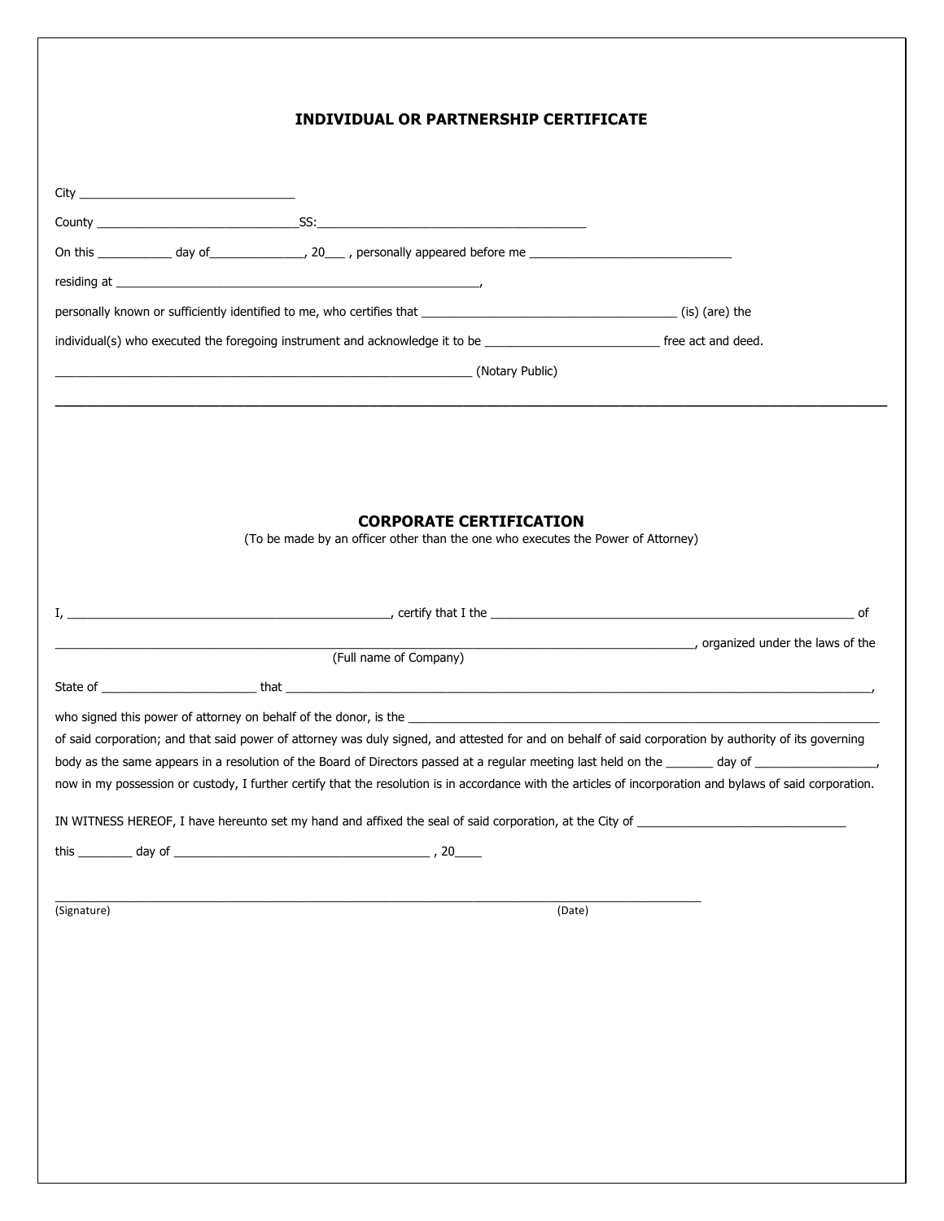## INDIVIDUAL OR PARTNERSHIP CERTIFICATE

City ________________________________

County ______________________________SS:________________________________________

On this ___________ day of______________, 20___ , personally appeared before me ______________________________

residing at _______________________________________________________,

personally known or sufficiently identified to me, who certifies that ______________________________________ (is) (are) the

individual(s) who executed the foregoing instrument and acknowledge it to be __________________________ free act and deed.

_______________________________________________________________ (Notary Public)

---

## CORPORATE CERTIFICATION

(To be made by an officer other than the one who executes the Power of Attorney)

I, ________________________________________________, certify that I the _______________________________________________________ of

_______________________________________________________________________________________________, organized under the laws of the

(Full name of Company)

State of _______________________ that _____________________________________________________________________________________,

who signed this power of attorney on behalf of the donor, is the _____________________________________________________________________

of said corporation; and that said power of attorney was duly signed, and attested for and on behalf of said corporation by authority of its governing body as the same appears in a resolution of the Board of Directors passed at a regular meeting last held on the _______ day of __________________, now in my possession or custody, I further certify that the resolution is in accordance with the articles of incorporation and bylaws of said corporation.

IN WITNESS HEREOF, I have hereunto set my hand and affixed the seal of said corporation, at the City of _______________________________

this ________ day of ______________________________________ , 20____

_____________________________________________________________________________________________________

(Signature) (Date)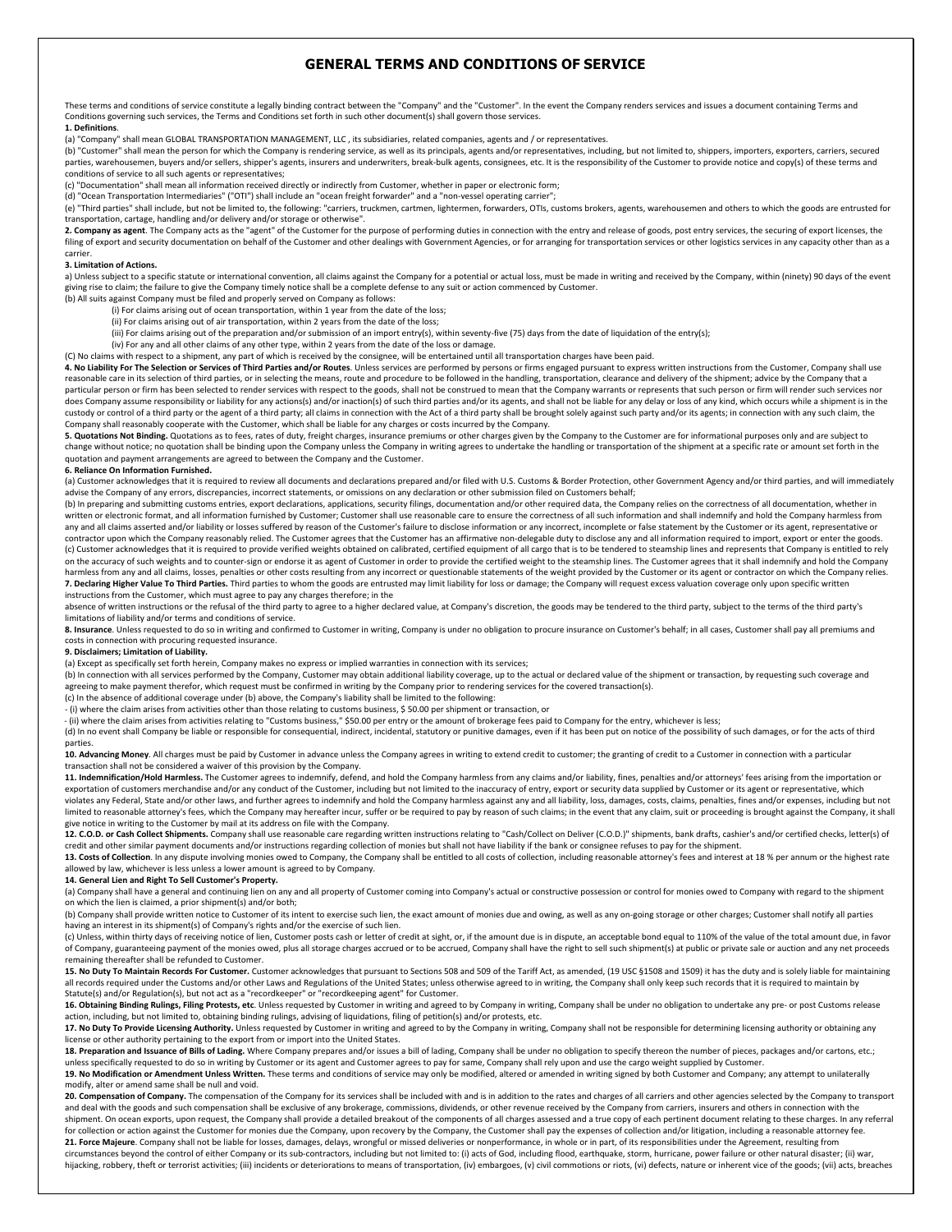# GENERAL TERMS AND CONDITIONS OF SERVICE

These terms and conditions of service constitute a legally binding contract between the "Company" and the "Customer". In the event the Company renders services and issues a document containing Terms and Conditions governing such services, the Terms and Conditions set forth in such other document(s) shall govern those services.

**1. Definitions**.

(a) "Company" shall mean GLOBAL TRANSPORTATION MANAGEMENT, LLC , its subsidiaries, related companies, agents and / or representatives.

(b) "Customer" shall mean the person for which the Company is rendering service, as well as its principals, agents and/or representatives, including, but not limited to, shippers, importers, exporters, carriers, secured parties, warehousemen, buyers and/or sellers, shipper's agents, insurers and underwriters, break-bulk agents, consignees, etc. It is the responsibility of the Customer to provide notice and copy(s) of these terms and conditions of service to all such agents or representatives;

(c) "Documentation" shall mean all information received directly or indirectly from Customer, whether in paper or electronic form;

(d) "Ocean Transportation Intermediaries" ("OTI") shall include an "ocean freight forwarder" and a "non-vessel operating carrier";

(e) "Third parties" shall include, but not be limited to, the following: "carriers, truckmen, cartmen, lightermen, forwarders, OTIs, customs brokers, agents, warehousemen and others to which the goods are entrusted for transportation, cartage, handling and/or delivery and/or storage or otherwise".

**2. Company as agent**. The Company acts as the "agent" of the Customer for the purpose of performing duties in connection with the entry and release of goods, post entry services, the securing of export licenses, the filing of export and security documentation on behalf of the Customer and other dealings with Government Agencies, or for arranging for transportation services or other logistics services in any capacity other than as a carrier.

**3. Limitation of Actions.**

a) Unless subject to a specific statute or international convention, all claims against the Company for a potential or actual loss, must be made in writing and received by the Company, within (ninety) 90 days of the event giving rise to claim; the failure to give the Company timely notice shall be a complete defense to any suit or action commenced by Customer.

(b) All suits against Company must be filed and properly served on Company as follows:

(i) For claims arising out of ocean transportation, within 1 year from the date of the loss;

(ii) For claims arising out of air transportation, within 2 years from the date of the loss;

(iii) For claims arising out of the preparation and/or submission of an import entry(s), within seventy-five (75) days from the date of liquidation of the entry(s);

(iv) For any and all other claims of any other type, within 2 years from the date of the loss or damage.

(C) No claims with respect to a shipment, any part of which is received by the consignee, will be entertained until all transportation charges have been paid.

**4. No Liability For The Selection or Services of Third Parties and/or Routes**. Unless services are performed by persons or firms engaged pursuant to express written instructions from the Customer, Company shall use reasonable care in its selection of third parties, or in selecting the means, route and procedure to be followed in the handling, transportation, clearance and delivery of the shipment; advice by the Company that a particular person or firm has been selected to render services with respect to the goods, shall not be construed to mean that the Company warrants or represents that such person or firm will render such services nor does Company assume responsibility or liability for any actions(s) and/or inaction(s) of such third parties and/or its agents, and shall not be liable for any delay or loss of any kind, which occurs while a shipment is in the custody or control of a third party or the agent of a third party; all claims in connection with the Act of a third party shall be brought solely against such party and/or its agents; in connection with any such claim, the Company shall reasonably cooperate with the Customer, which shall be liable for any charges or costs incurred by the Company.

**5. Quotations Not Binding.** Quotations as to fees, rates of duty, freight charges, insurance premiums or other charges given by the Company to the Customer are for informational purposes only and are subject to change without notice; no quotation shall be binding upon the Company unless the Company in writing agrees to undertake the handling or transportation of the shipment at a specific rate or amount set forth in the quotation and payment arrangements are agreed to between the Company and the Customer.

**6. Reliance On Information Furnished.**

(a) Customer acknowledges that it is required to review all documents and declarations prepared and/or filed with U.S. Customs & Border Protection, other Government Agency and/or third parties, and will immediately advise the Company of any errors, discrepancies, incorrect statements, or omissions on any declaration or other submission filed on Customers behalf;

(b) In preparing and submitting customs entries, export declarations, applications, security filings, documentation and/or other required data, the Company relies on the correctness of all documentation, whether in written or electronic format, and all information furnished by Customer; Customer shall use reasonable care to ensure the correctness of all such information and shall indemnify and hold the Company harmless from any and all claims asserted and/or liability or losses suffered by reason of the Customer's failure to disclose information or any incorrect, incomplete or false statement by the Customer or its agent, representative or contractor upon which the Company reasonably relied. The Customer agrees that the Customer has an affirmative non-delegable duty to disclose any and all information required to import, export or enter the goods.

(c) Customer acknowledges that it is required to provide verified weights obtained on calibrated, certified equipment of all cargo that is to be tendered to steamship lines and represents that Company is entitled to rely on the accuracy of such weights and to counter-sign or endorse it as agent of Customer in order to provide the certified weight to the steamship lines. The Customer agrees that it shall indemnify and hold the Company harmless from any and all claims, losses, penalties or other costs resulting from any incorrect or questionable statements of the weight provided by the Customer or its agent or contractor on which the Company relies.

**7. Declaring Higher Value To Third Parties.** Third parties to whom the goods are entrusted may limit liability for loss or damage; the Company will request excess valuation coverage only upon specific written instructions from the Customer, which must agree to pay any charges therefore; in the absence of written instructions or the refusal of the third party to agree to a higher declared value, at Company's discretion, the goods may be tendered to the third party, subject to the terms of the third party's limitations of liability and/or terms and conditions of service.

**8. Insurance**. Unless requested to do so in writing and confirmed to Customer in writing, Company is under no obligation to procure insurance on Customer's behalf; in all cases, Customer shall pay all premiums and costs in connection with procuring requested insurance.

**9. Disclaimers; Limitation of Liability.**

(a) Except as specifically set forth herein, Company makes no express or implied warranties in connection with its services;

(b) In connection with all services performed by the Company, Customer may obtain additional liability coverage, up to the actual or declared value of the shipment or transaction, by requesting such coverage and agreeing to make payment therefor, which request must be confirmed in writing by the Company prior to rendering services for the covered transaction(s).

(c) In the absence of additional coverage under (b) above, the Company's liability shall be limited to the following:

- (i) where the claim arises from activities other than those relating to customs business, $ 50.00 per shipment or transaction, or
- (ii) where the claim arises from activities relating to "Customs business," $50.00 per entry or the amount of brokerage fees paid to Company for the entry, whichever is less;

(d) In no event shall Company be liable or responsible for consequential, indirect, incidental, statutory or punitive damages, even if it has been put on notice of the possibility of such damages, or for the acts of third parties.

**10. Advancing Money**. All charges must be paid by Customer in advance unless the Company agrees in writing to extend credit to customer; the granting of credit to a Customer in connection with a particular transaction shall not be considered a waiver of this provision by the Company.

**11. Indemnification/Hold Harmless.** The Customer agrees to indemnify, defend, and hold the Company harmless from any claims and/or liability, fines, penalties and/or attorneys' fees arising from the importation or exportation of customers merchandise and/or any conduct of the Customer, including but not limited to the inaccuracy of entry, export or security data supplied by Customer or its agent or representative, which violates any Federal, State and/or other laws, and further agrees to indemnify and hold the Company harmless against any and all liability, loss, damages, costs, claims, penalties, fines and/or expenses, including but not limited to reasonable attorney's fees, which the Company may hereafter incur, suffer or be required to pay by reason of such claims; in the event that any claim, suit or proceeding is brought against the Company, it shall give notice in writing to the Customer by mail at its address on file with the Company.

**12. C.O.D. or Cash Collect Shipments.** Company shall use reasonable care regarding written instructions relating to "Cash/Collect on Deliver (C.O.D.)" shipments, bank drafts, cashier's and/or certified checks, letter(s) of credit and other similar payment documents and/or instructions regarding collection of monies but shall not have liability if the bank or consignee refuses to pay for the shipment.

**13. Costs of Collection**. In any dispute involving monies owed to Company, the Company shall be entitled to all costs of collection, including reasonable attorney's fees and interest at 18 % per annum or the highest rate allowed by law, whichever is less unless a lower amount is agreed to by Company.

**14. General Lien and Right To Sell Customer's Property.**

(a) Company shall have a general and continuing lien on any and all property of Customer coming into Company's actual or constructive possession or control for monies owed to Company with regard to the shipment on which the lien is claimed, a prior shipment(s) and/or both;

(b) Company shall provide written notice to Customer of its intent to exercise such lien, the exact amount of monies due and owing, as well as any on-going storage or other charges; Customer shall notify all parties having an interest in its shipment(s) of Company's rights and/or the exercise of such lien.

(c) Unless, within thirty days of receiving notice of lien, Customer posts cash or letter of credit at sight, or, if the amount due is in dispute, an acceptable bond equal to 110% of the value of the total amount due, in favor of Company, guaranteeing payment of the monies owed, plus all storage charges accrued or to be accrued, Company shall have the right to sell such shipment(s) at public or private sale or auction and any net proceeds remaining thereafter shall be refunded to Customer.

**15. No Duty To Maintain Records For Customer.** Customer acknowledges that pursuant to Sections 508 and 509 of the Tariff Act, as amended, (19 USC §1508 and 1509) it has the duty and is solely liable for maintaining all records required under the Customs and/or other Laws and Regulations of the United States; unless otherwise agreed to in writing, the Company shall only keep such records that it is required to maintain by Statute(s) and/or Regulation(s), but not act as a "recordkeeper" or "recordkeeping agent" for Customer.

**16. Obtaining Binding Rulings, Filing Protests, etc**. Unless requested by Customer in writing and agreed to by Company in writing, Company shall be under no obligation to undertake any pre- or post Customs release action, including, but not limited to, obtaining binding rulings, advising of liquidations, filing of petition(s) and/or protests, etc.

**17. No Duty To Provide Licensing Authority.** Unless requested by Customer in writing and agreed to by the Company in writing, Company shall not be responsible for determining licensing authority or obtaining any license or other authority pertaining to the export from or import into the United States.

**18. Preparation and Issuance of Bills of Lading.** Where Company prepares and/or issues a bill of lading, Company shall be under no obligation to specify thereon the number of pieces, packages and/or cartons, etc.; unless specifically requested to do so in writing by Customer or its agent and Customer agrees to pay for same, Company shall rely upon and use the cargo weight supplied by Customer.

**19. No Modification or Amendment Unless Written.** These terms and conditions of service may only be modified, altered or amended in writing signed by both Customer and Company; any attempt to unilaterally modify, alter or amend same shall be null and void.

**20. Compensation of Company.** The compensation of the Company for its services shall be included with and is in addition to the rates and charges of all carriers and other agencies selected by the Company to transport and deal with the goods and such compensation shall be exclusive of any brokerage, commissions, dividends, or other revenue received by the Company from carriers, insurers and others in connection with the shipment. On ocean exports, upon request, the Company shall provide a detailed breakout of the components of all charges assessed and a true copy of each pertinent document relating to these charges. In any referral for collection or action against the Customer for monies due the Company, upon recovery by the Company, the Customer shall pay the expenses of collection and/or litigation, including a reasonable attorney fee.

**21. Force Majeure**. Company shall not be liable for losses, damages, delays, wrongful or missed deliveries or nonperformance, in whole or in part, of its responsibilities under the Agreement, resulting from circumstances beyond the control of either Company or its sub-contractors, including but not limited to: (i) acts of God, including flood, earthquake, storm, hurricane, power failure or other natural disaster; (ii) war, hijacking, robbery, theft or terrorist activities; (iii) incidents or deteriorations to means of transportation, (iv) embargoes, (v) civil commotions or riots, (vi) defects, nature or inherent vice of the goods; (vii) acts, breaches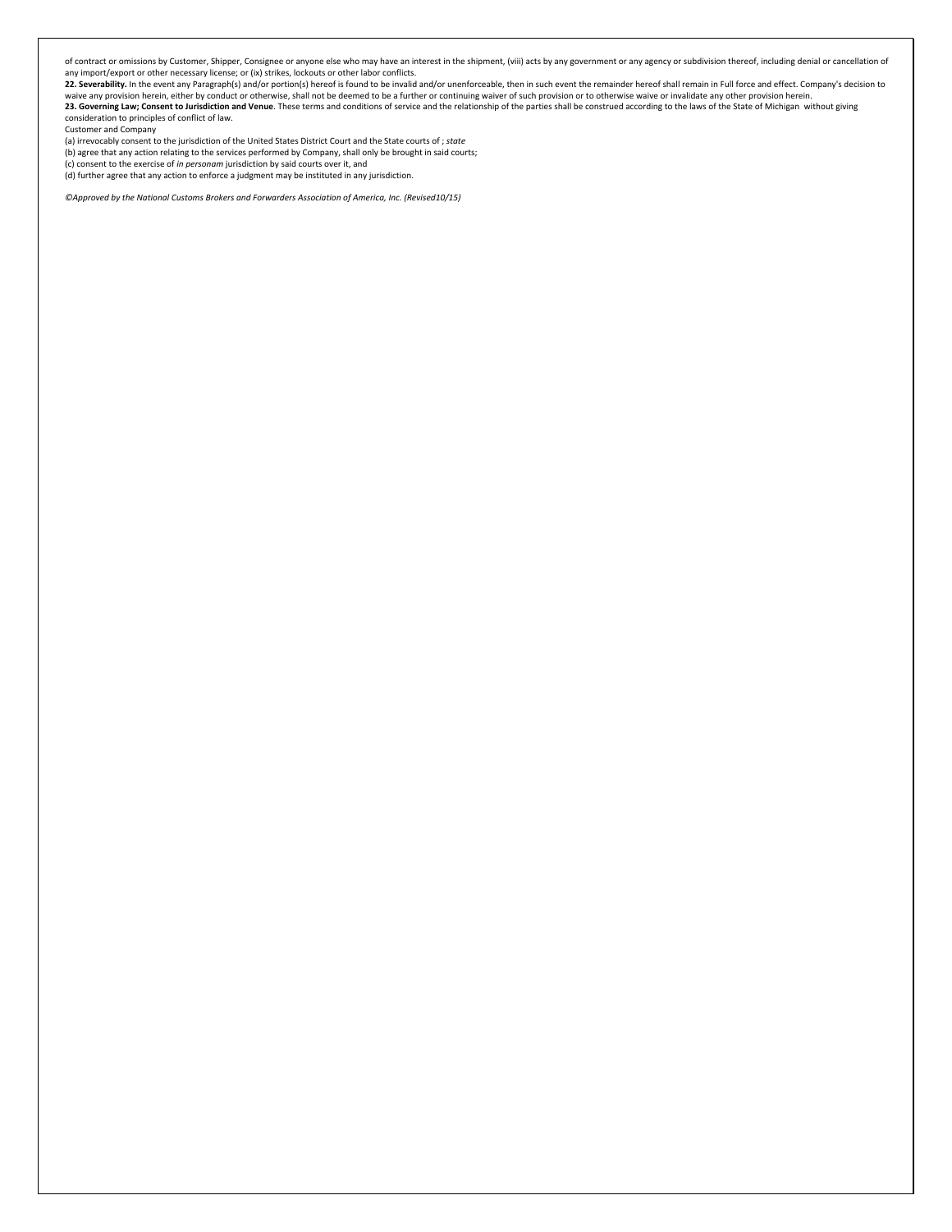of contract or omissions by Customer, Shipper, Consignee or anyone else who may have an interest in the shipment, (viii) acts by any government or any agency or subdivision thereof, including denial or cancellation of any import/export or other necessary license; or (ix) strikes, lockouts or other labor conflicts.

**22. Severability.** In the event any Paragraph(s) and/or portion(s) hereof is found to be invalid and/or unenforceable, then in such event the remainder hereof shall remain in Full force and effect. Company's decision to waive any provision herein, either by conduct or otherwise, shall not be deemed to be a further or continuing waiver of such provision or to otherwise waive or invalidate any other provision herein.

**23. Governing Law; Consent to Jurisdiction and Venue**. These terms and conditions of service and the relationship of the parties shall be construed according to the laws of the State of Michigan without giving consideration to principles of conflict of law.

Customer and Company

(a) irrevocably consent to the jurisdiction of the United States District Court and the State courts of ; *state*

(b) agree that any action relating to the services performed by Company, shall only be brought in said courts;

(c) consent to the exercise of *in personam* jurisdiction by said courts over it, and

(d) further agree that any action to enforce a judgment may be instituted in any jurisdiction.

*©Approved by the National Customs Brokers and Forwarders Association of America, Inc. (Revised10/15)*